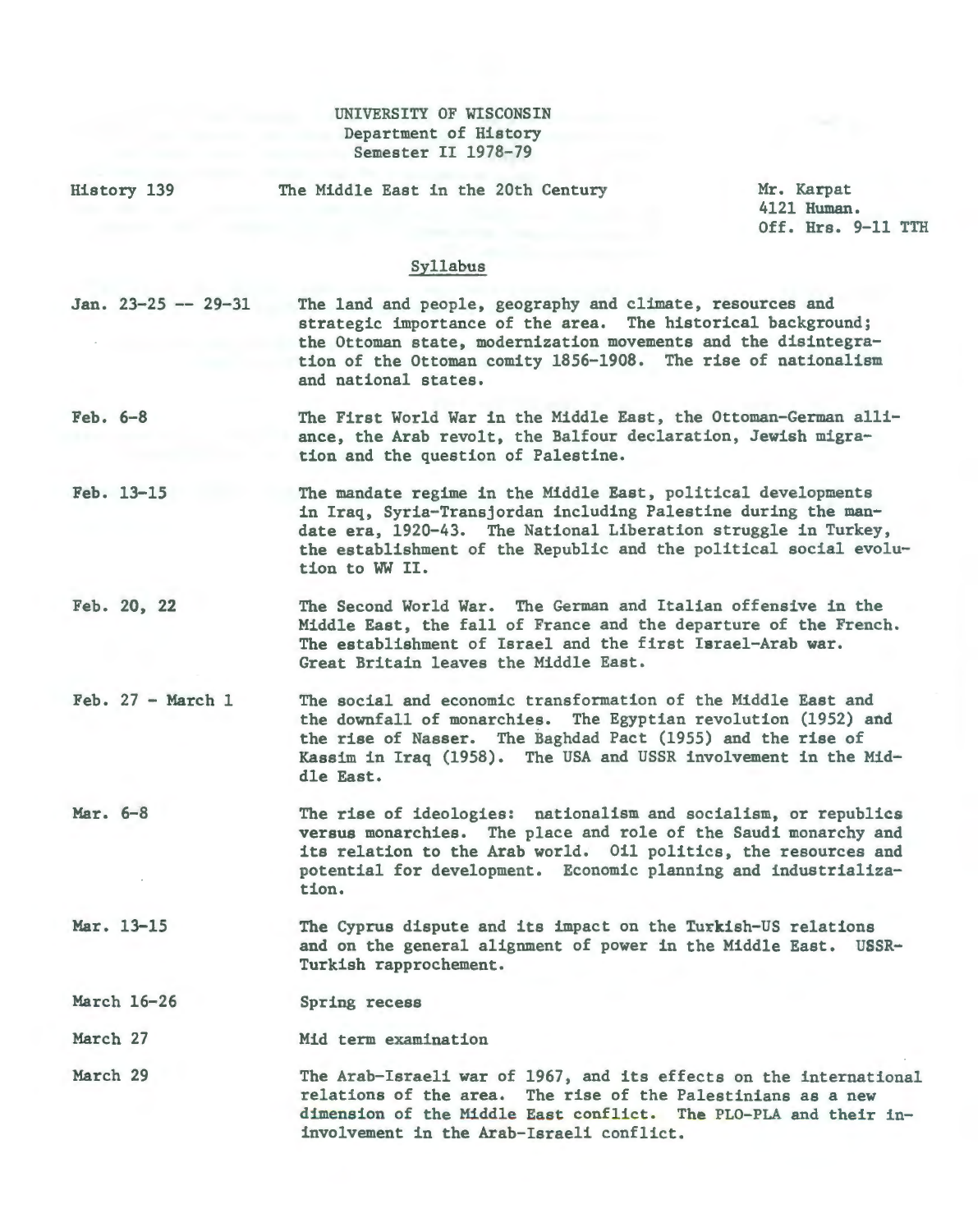UNIVERSITY OF WISCONSIN
Department of History
Semester II 1978-79

History 139 — The Middle East in the 20th Century

Mr. Karpat
4121 Human.
Off. Hrs. 9-11 TTH

## Syllabus

| | |
|---|---|
| Jan. 23-25 -- 29-31 | The land and people, geography and climate, resources and strategic importance of the area. The historical background; the Ottoman state, modernization movements and the disintegration of the Ottoman comity 1856-1908. The rise of nationalism and national states. |
| Feb. 6-8 | The First World War in the Middle East, the Ottoman-German alliance, the Arab revolt, the Balfour declaration, Jewish migration and the question of Palestine. |
| Feb. 13-15 | The mandate regime in the Middle East, political developments in Iraq, Syria-Transjordan including Palestine during the mandate era, 1920-43. The National Liberation struggle in Turkey, the establishment of the Republic and the political social evolution to WW II. |
| Feb. 20, 22 | The Second World War. The German and Italian offensive in the Middle East, the fall of France and the departure of the French. The establishment of Israel and the first Israel-Arab war. Great Britain leaves the Middle East. |
| Feb. 27 - March 1 | The social and economic transformation of the Middle East and the downfall of monarchies. The Egyptian revolution (1952) and the rise of Nasser. The Baghdad Pact (1955) and the rise of Kassim in Iraq (1958). The USA and USSR involvement in the Middle East. |
| Mar. 6-8 | The rise of ideologies: nationalism and socialism, or republics versus monarchies. The place and role of the Saudi monarchy and its relation to the Arab world. Oil politics, the resources and potential for development. Economic planning and industrialization. |
| Mar. 13-15 | The Cyprus dispute and its impact on the Turkish-US relations and on the general alignment of power in the Middle East. USSR-Turkish rapprochement. |
| March 16-26 | Spring recess |
| March 27 | Mid term examination |
| March 29 | The Arab-Israeli war of 1967, and its effects on the international relations of the area. The rise of the Palestinians as a new dimension of the Middle East conflict. The PLO-PLA and their ininvolvement in the Arab-Israeli conflict. |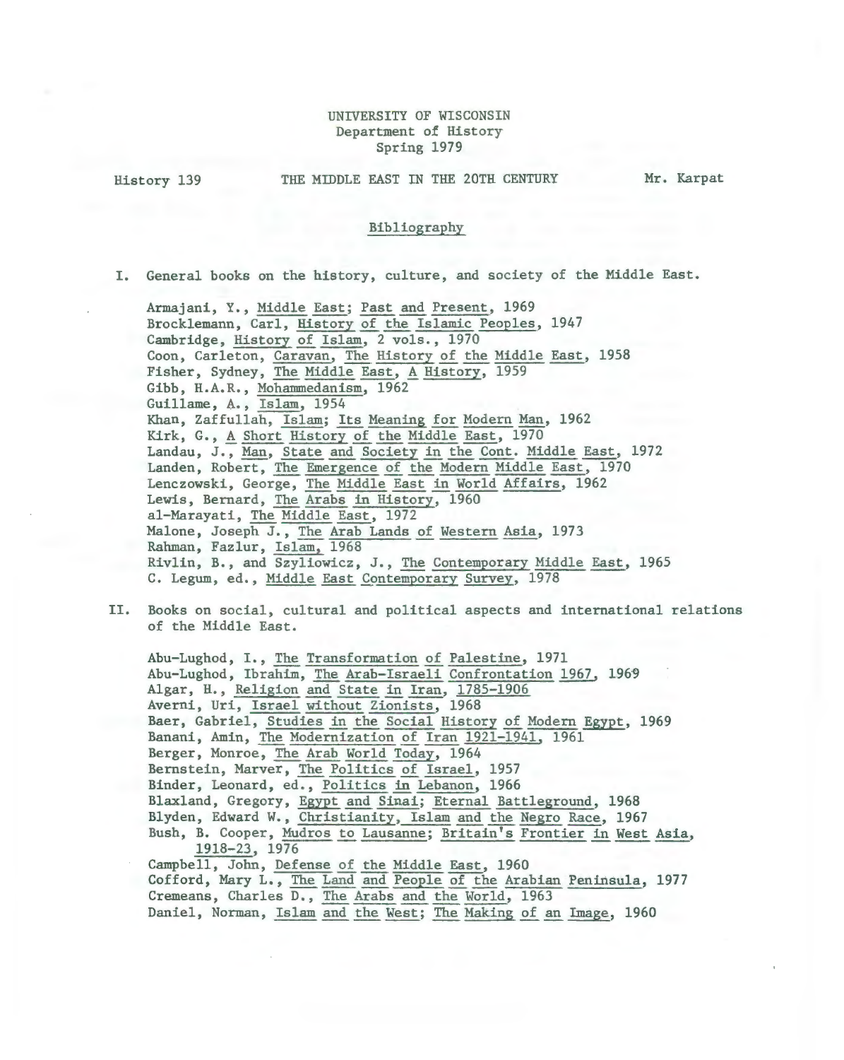UNIVERSITY OF WISCONSIN
Department of History
Spring 1979

History 139 THE MIDDLE EAST IN THE 20TH CENTURY Mr. Karpat

## Bibliography

I. General books on the history, culture, and society of the Middle East.

Armajani, Y., Middle East; Past and Present, 1969
Brocklemann, Carl, History of the Islamic Peoples, 1947
Cambridge, History of Islam, 2 vols., 1970
Coon, Carleton, Caravan, The History of the Middle East, 1958
Fisher, Sydney, The Middle East, A History, 1959
Gibb, H.A.R., Mohammedanism, 1962
Guillame, A., Islam, 1954
Khan, Zaffullah, Islam; Its Meaning for Modern Man, 1962
Kirk, G., A Short History of the Middle East, 1970
Landau, J., Man, State and Society in the Cont. Middle East, 1972
Landen, Robert, The Emergence of the Modern Middle East, 1970
Lenczowski, George, The Middle East in World Affairs, 1962
Lewis, Bernard, The Arabs in History, 1960
al-Marayati, The Middle East, 1972
Malone, Joseph J., The Arab Lands of Western Asia, 1973
Rahman, Fazlur, Islam, 1968
Rivlin, B., and Szyliowicz, J., The Contemporary Middle East, 1965
C. Legum, ed., Middle East Contemporary Survey, 1978

II. Books on social, cultural and political aspects and international relations of the Middle East.

Abu-Lughod, I., The Transformation of Palestine, 1971
Abu-Lughod, Ibrahim, The Arab-Israeli Confrontation 1967, 1969
Algar, H., Religion and State in Iran, 1785-1906
Averni, Uri, Israel without Zionists, 1968
Baer, Gabriel, Studies in the Social History of Modern Egypt, 1969
Banani, Amin, The Modernization of Iran 1921-1941, 1961
Berger, Monroe, The Arab World Today, 1964
Bernstein, Marver, The Politics of Israel, 1957
Binder, Leonard, ed., Politics in Lebanon, 1966
Blaxland, Gregory, Egypt and Sinai; Eternal Battleground, 1968
Blyden, Edward W., Christianity, Islam and the Negro Race, 1967
Bush, B. Cooper, Mudros to Lausanne; Britain's Frontier in West Asia, 1918-23, 1976
Campbell, John, Defense of the Middle East, 1960
Cofford, Mary L., The Land and People of the Arabian Peninsula, 1977
Cremeans, Charles D., The Arabs and the World, 1963
Daniel, Norman, Islam and the West; The Making of an Image, 1960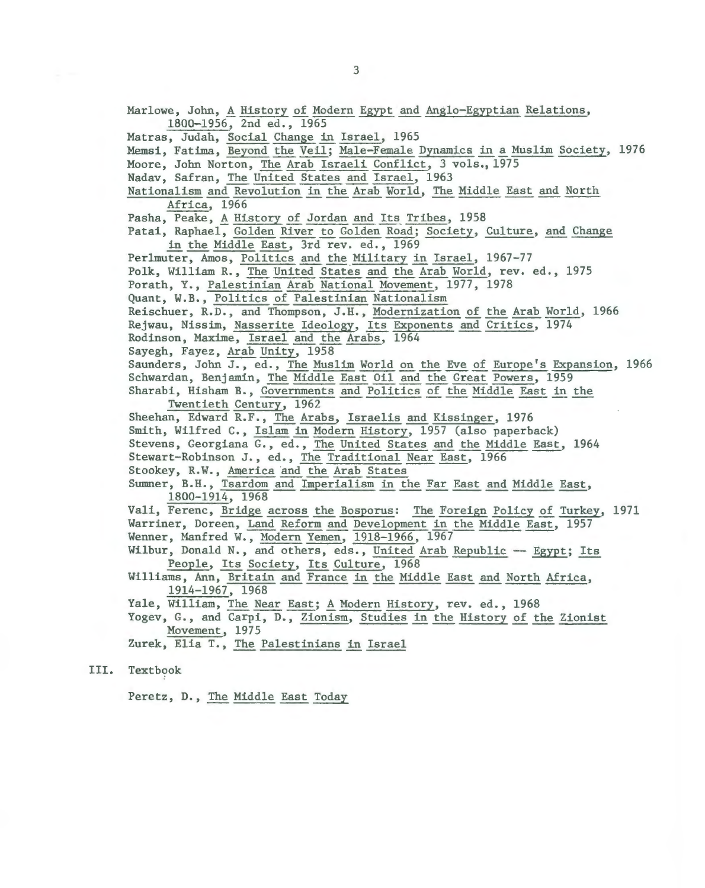Marlowe, John, A History of Modern Egypt and Anglo-Egyptian Relations, 1800-1956, 2nd ed., 1965

Matras, Judah, Social Change in Israel, 1965

Memsi, Fatima, Beyond the Veil; Male-Female Dynamics in a Muslim Society, 1976

Moore, John Norton, The Arab Israeli Conflict, 3 vols., 1975

Nadav, Safran, The United States and Israel, 1963

Nationalism and Revolution in the Arab World, The Middle East and North Africa, 1966

Pasha, Peake, A History of Jordan and Its Tribes, 1958

Patai, Raphael, Golden River to Golden Road; Society, Culture, and Change in the Middle East, 3rd rev. ed., 1969

Perlmuter, Amos, Politics and the Military in Israel, 1967-77

Polk, William R., The United States and the Arab World, rev. ed., 1975

Porath, Y., Palestinian Arab National Movement, 1977, 1978

Quant, W.B., Politics of Palestinian Nationalism

Reischuer, R.D., and Thompson, J.H., Modernization of the Arab World, 1966

Rejwau, Nissim, Nasserite Ideology, Its Exponents and Critics, 1974

Rodinson, Maxime, Israel and the Arabs, 1964

Sayegh, Fayez, Arab Unity, 1958

Saunders, John J., ed., The Muslim World on the Eve of Europe's Expansion, 1966

Schwardan, Benjamin, The Middle East Oil and the Great Powers, 1959

Sharabi, Hisham B., Governments and Politics of the Middle East in the Twentieth Century, 1962

Sheehan, Edward R.F., The Arabs, Israelis and Kissinger, 1976

Smith, Wilfred C., Islam in Modern History, 1957 (also paperback)

Stevens, Georgiana G., ed., The United States and the Middle East, 1964

Stewart-Robinson J., ed., The Traditional Near East, 1966

Stookey, R.W., America and the Arab States

Sumner, B.H., Tsardom and Imperialism in the Far East and Middle East, 1800-1914, 1968

Vali, Ferenc, Bridge across the Bosporus: The Foreign Policy of Turkey, 1971

Warriner, Doreen, Land Reform and Development in the Middle East, 1957

Wenner, Manfred W., Modern Yemen, 1918-1966, 1967

Wilbur, Donald N., and others, eds., United Arab Republic -- Egypt; Its People, Its Society, Its Culture, 1968

Williams, Ann, Britain and France in the Middle East and North Africa, 1914-1967, 1968

Yale, William, The Near East; A Modern History, rev. ed., 1968

Yogev, G., and Carpi, D., Zionism, Studies in the History of the Zionist Movement, 1975

Zurek, Elia T., The Palestinians in Israel

## III. Textbook

Peretz, D., The Middle East Today